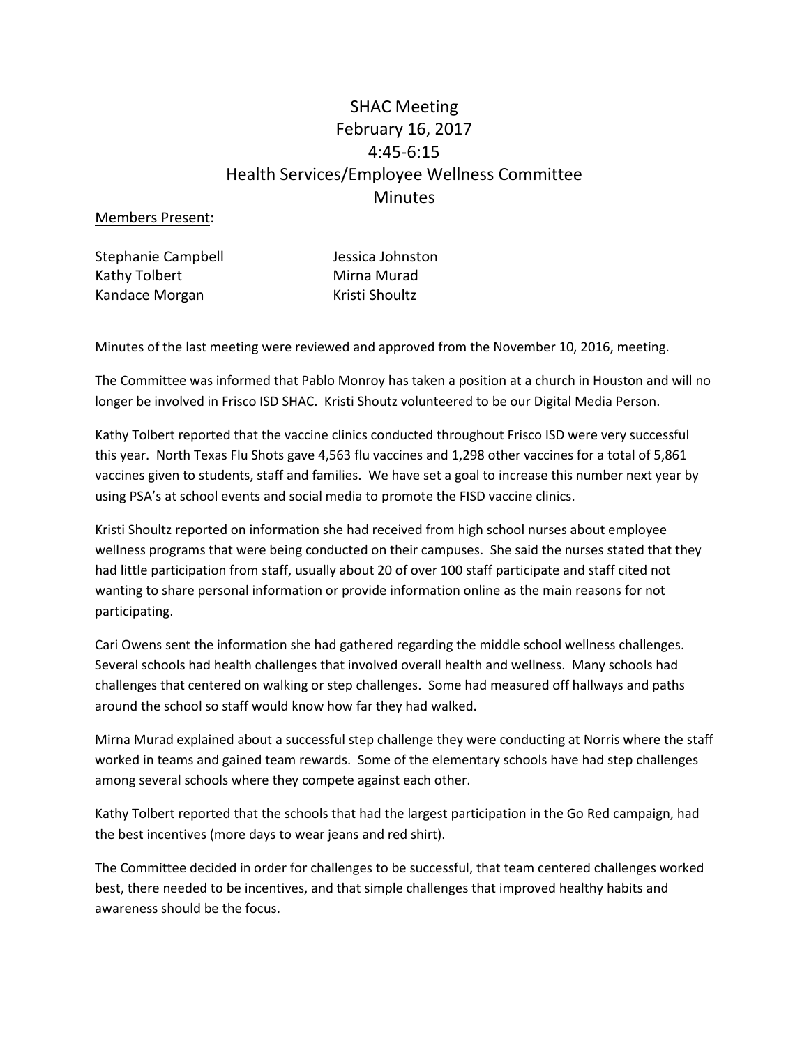# SHAC Meeting
# February 16, 2017
# 4:45-6:15
# Health Services/Employee Wellness Committee
# Minutes

<u>Members Present</u>:

Stephanie Campbell
Kathy Tolbert
Kandace Morgan
Jessica Johnston
Mirna Murad
Kristi Shoultz

Minutes of the last meeting were reviewed and approved from the November 10, 2016, meeting.

The Committee was informed that Pablo Monroy has taken a position at a church in Houston and will no longer be involved in Frisco ISD SHAC. Kristi Shoutz volunteered to be our Digital Media Person.

Kathy Tolbert reported that the vaccine clinics conducted throughout Frisco ISD were very successful this year. North Texas Flu Shots gave 4,563 flu vaccines and 1,298 other vaccines for a total of 5,861 vaccines given to students, staff and families. We have set a goal to increase this number next year by using PSA's at school events and social media to promote the FISD vaccine clinics.

Kristi Shoultz reported on information she had received from high school nurses about employee wellness programs that were being conducted on their campuses. She said the nurses stated that they had little participation from staff, usually about 20 of over 100 staff participate and staff cited not wanting to share personal information or provide information online as the main reasons for not participating.

Cari Owens sent the information she had gathered regarding the middle school wellness challenges. Several schools had health challenges that involved overall health and wellness. Many schools had challenges that centered on walking or step challenges. Some had measured off hallways and paths around the school so staff would know how far they had walked.

Mirna Murad explained about a successful step challenge they were conducting at Norris where the staff worked in teams and gained team rewards. Some of the elementary schools have had step challenges among several schools where they compete against each other.

Kathy Tolbert reported that the schools that had the largest participation in the Go Red campaign, had the best incentives (more days to wear jeans and red shirt).

The Committee decided in order for challenges to be successful, that team centered challenges worked best, there needed to be incentives, and that simple challenges that improved healthy habits and awareness should be the focus.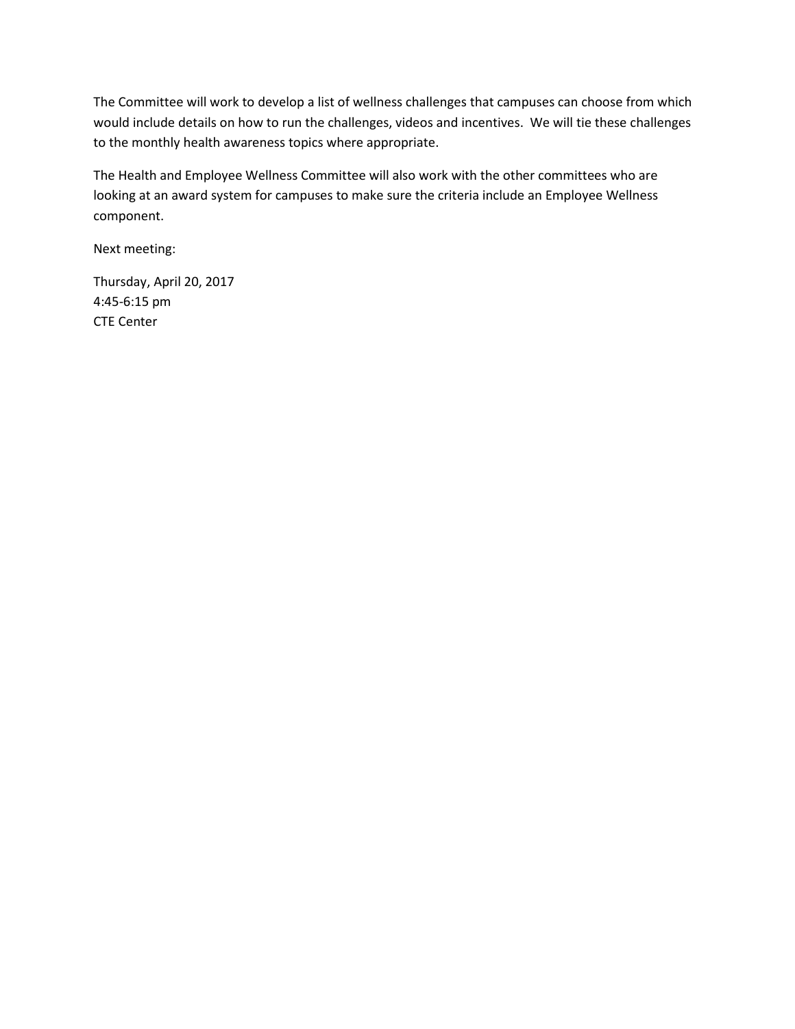The Committee will work to develop a list of wellness challenges that campuses can choose from which would include details on how to run the challenges, videos and incentives. We will tie these challenges to the monthly health awareness topics where appropriate.

The Health and Employee Wellness Committee will also work with the other committees who are looking at an award system for campuses to make sure the criteria include an Employee Wellness component.

Next meeting:

Thursday, April 20, 2017
4:45-6:15 pm
CTE Center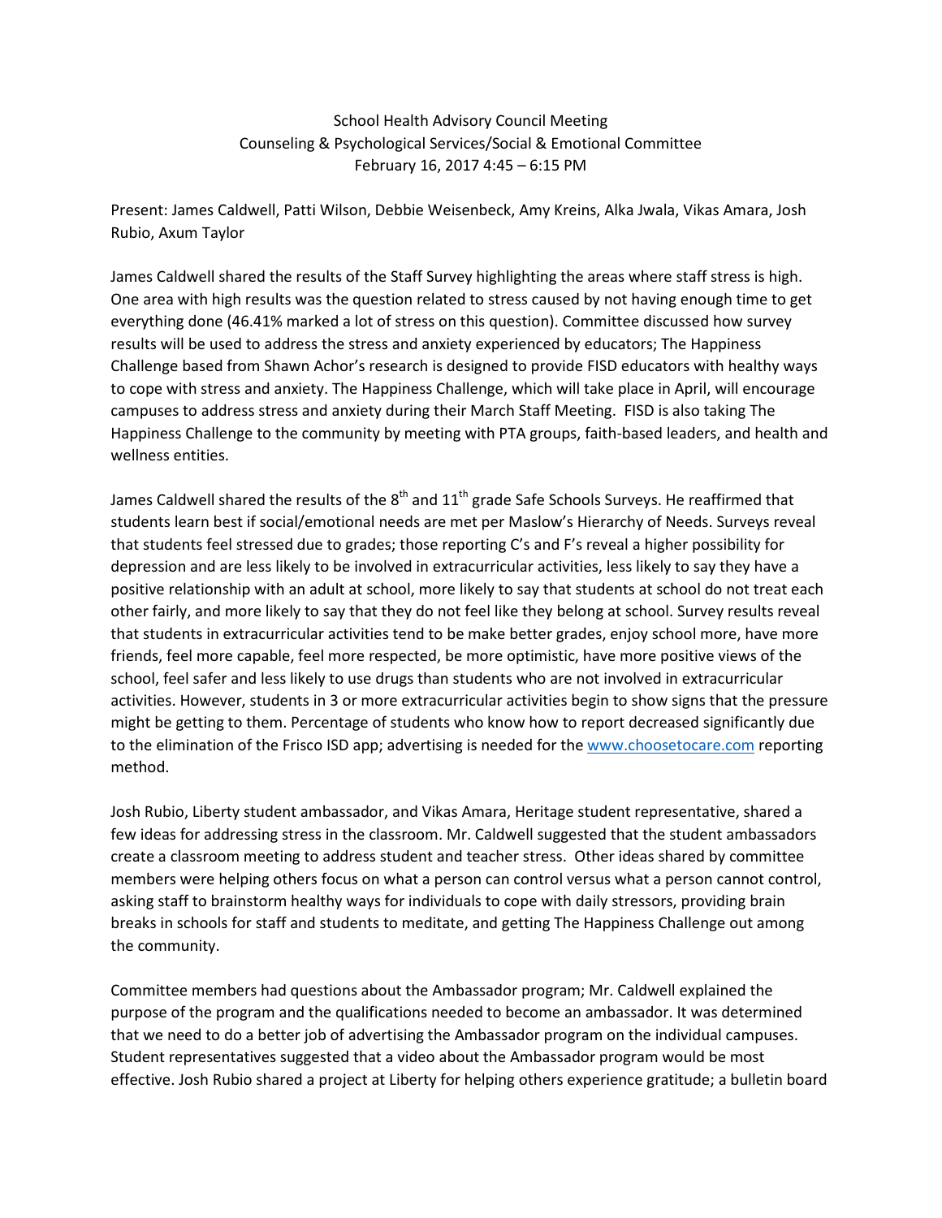School Health Advisory Council Meeting
Counseling & Psychological Services/Social & Emotional Committee
February 16, 2017 4:45 – 6:15 PM

Present: James Caldwell, Patti Wilson, Debbie Weisenbeck, Amy Kreins, Alka Jwala, Vikas Amara, Josh Rubio, Axum Taylor

James Caldwell shared the results of the Staff Survey highlighting the areas where staff stress is high. One area with high results was the question related to stress caused by not having enough time to get everything done (46.41% marked a lot of stress on this question). Committee discussed how survey results will be used to address the stress and anxiety experienced by educators; The Happiness Challenge based from Shawn Achor's research is designed to provide FISD educators with healthy ways to cope with stress and anxiety. The Happiness Challenge, which will take place in April, will encourage campuses to address stress and anxiety during their March Staff Meeting. FISD is also taking The Happiness Challenge to the community by meeting with PTA groups, faith-based leaders, and health and wellness entities.

James Caldwell shared the results of the 8th and 11th grade Safe Schools Surveys. He reaffirmed that students learn best if social/emotional needs are met per Maslow's Hierarchy of Needs. Surveys reveal that students feel stressed due to grades; those reporting C's and F's reveal a higher possibility for depression and are less likely to be involved in extracurricular activities, less likely to say they have a positive relationship with an adult at school, more likely to say that students at school do not treat each other fairly, and more likely to say that they do not feel like they belong at school. Survey results reveal that students in extracurricular activities tend to be make better grades, enjoy school more, have more friends, feel more capable, feel more respected, be more optimistic, have more positive views of the school, feel safer and less likely to use drugs than students who are not involved in extracurricular activities. However, students in 3 or more extracurricular activities begin to show signs that the pressure might be getting to them. Percentage of students who know how to report decreased significantly due to the elimination of the Frisco ISD app; advertising is needed for the www.choosetocare.com reporting method.

Josh Rubio, Liberty student ambassador, and Vikas Amara, Heritage student representative, shared a few ideas for addressing stress in the classroom. Mr. Caldwell suggested that the student ambassadors create a classroom meeting to address student and teacher stress. Other ideas shared by committee members were helping others focus on what a person can control versus what a person cannot control, asking staff to brainstorm healthy ways for individuals to cope with daily stressors, providing brain breaks in schools for staff and students to meditate, and getting The Happiness Challenge out among the community.

Committee members had questions about the Ambassador program; Mr. Caldwell explained the purpose of the program and the qualifications needed to become an ambassador. It was determined that we need to do a better job of advertising the Ambassador program on the individual campuses. Student representatives suggested that a video about the Ambassador program would be most effective. Josh Rubio shared a project at Liberty for helping others experience gratitude; a bulletin board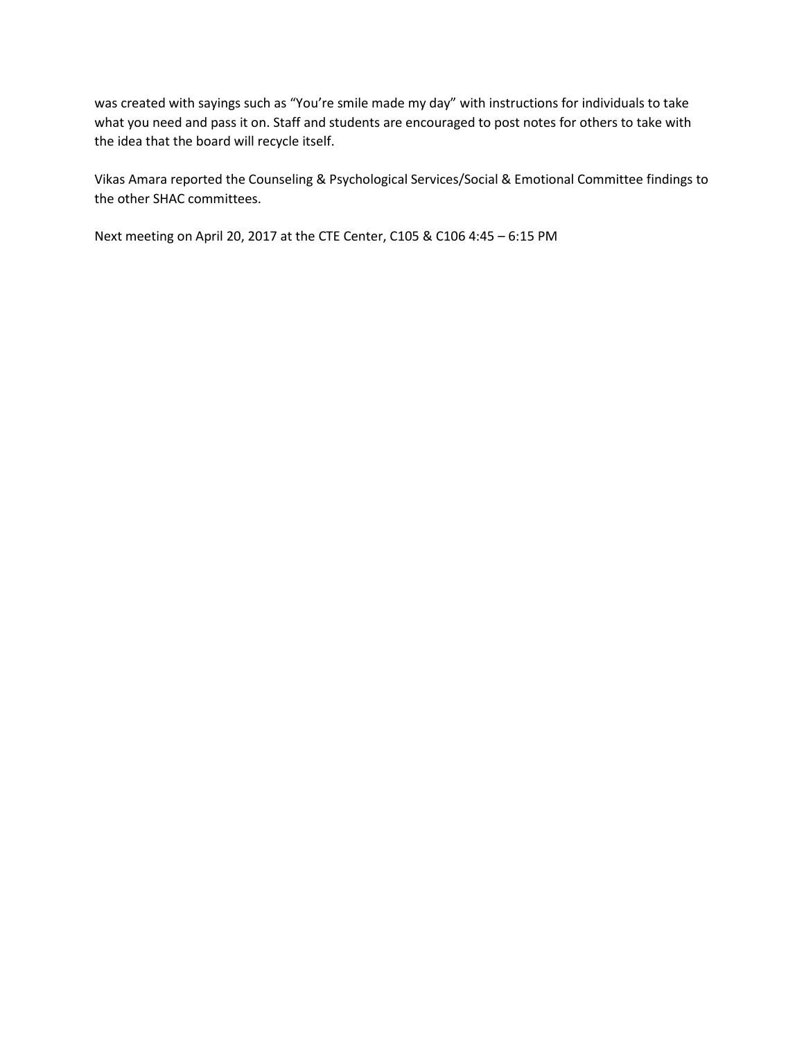was created with sayings such as “You’re smile made my day” with instructions for individuals to take what you need and pass it on. Staff and students are encouraged to post notes for others to take with the idea that the board will recycle itself.

Vikas Amara reported the Counseling & Psychological Services/Social & Emotional Committee findings to the other SHAC committees.

Next meeting on April 20, 2017 at the CTE Center, C105 & C106 4:45 – 6:15 PM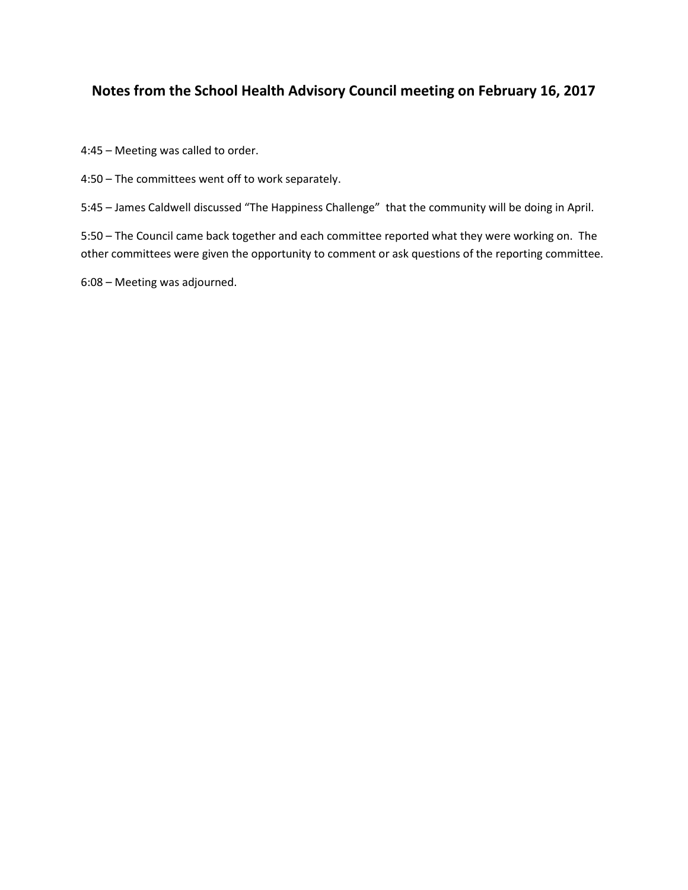# Notes from the School Health Advisory Council meeting on February 16, 2017

4:45 – Meeting was called to order.

4:50 – The committees went off to work separately.

5:45 – James Caldwell discussed "The Happiness Challenge" that the community will be doing in April.

5:50 – The Council came back together and each committee reported what they were working on. The other committees were given the opportunity to comment or ask questions of the reporting committee.

6:08 – Meeting was adjourned.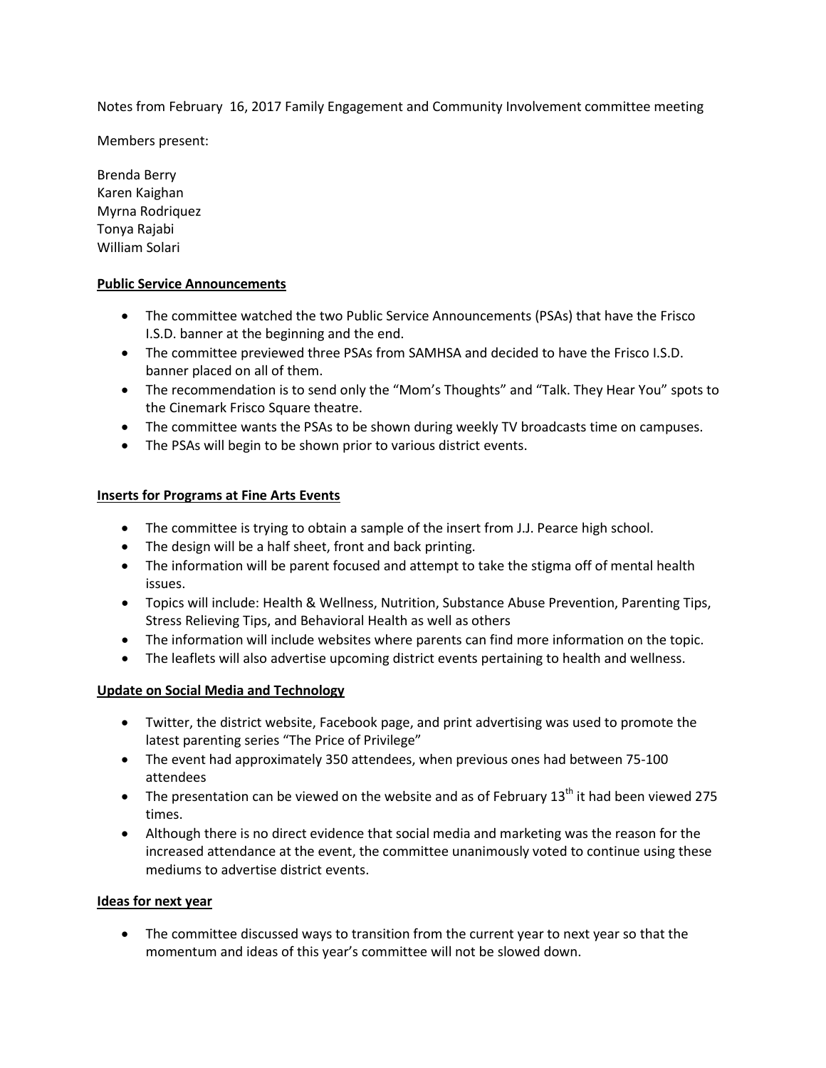Notes from February 16, 2017 Family Engagement and Community Involvement committee meeting

Members present:

Brenda Berry  
Karen Kaighan  
Myrna Rodriquez  
Tonya Rajabi  
William Solari

**Public Service Announcements**

- The committee watched the two Public Service Announcements (PSAs) that have the Frisco I.S.D. banner at the beginning and the end.
- The committee previewed three PSAs from SAMHSA and decided to have the Frisco I.S.D. banner placed on all of them.
- The recommendation is to send only the "Mom's Thoughts" and "Talk. They Hear You" spots to the Cinemark Frisco Square theatre.
- The committee wants the PSAs to be shown during weekly TV broadcasts time on campuses.
- The PSAs will begin to be shown prior to various district events.

**Inserts for Programs at Fine Arts Events**

- The committee is trying to obtain a sample of the insert from J.J. Pearce high school.
- The design will be a half sheet, front and back printing.
- The information will be parent focused and attempt to take the stigma off of mental health issues.
- Topics will include: Health & Wellness, Nutrition, Substance Abuse Prevention, Parenting Tips, Stress Relieving Tips, and Behavioral Health as well as others
- The information will include websites where parents can find more information on the topic.
- The leaflets will also advertise upcoming district events pertaining to health and wellness.

**Update on Social Media and Technology**

- Twitter, the district website, Facebook page, and print advertising was used to promote the latest parenting series "The Price of Privilege"
- The event had approximately 350 attendees, when previous ones had between 75-100 attendees
- The presentation can be viewed on the website and as of February 13th it had been viewed 275 times.
- Although there is no direct evidence that social media and marketing was the reason for the increased attendance at the event, the committee unanimously voted to continue using these mediums to advertise district events.

**Ideas for next year**

- The committee discussed ways to transition from the current year to next year so that the momentum and ideas of this year's committee will not be slowed down.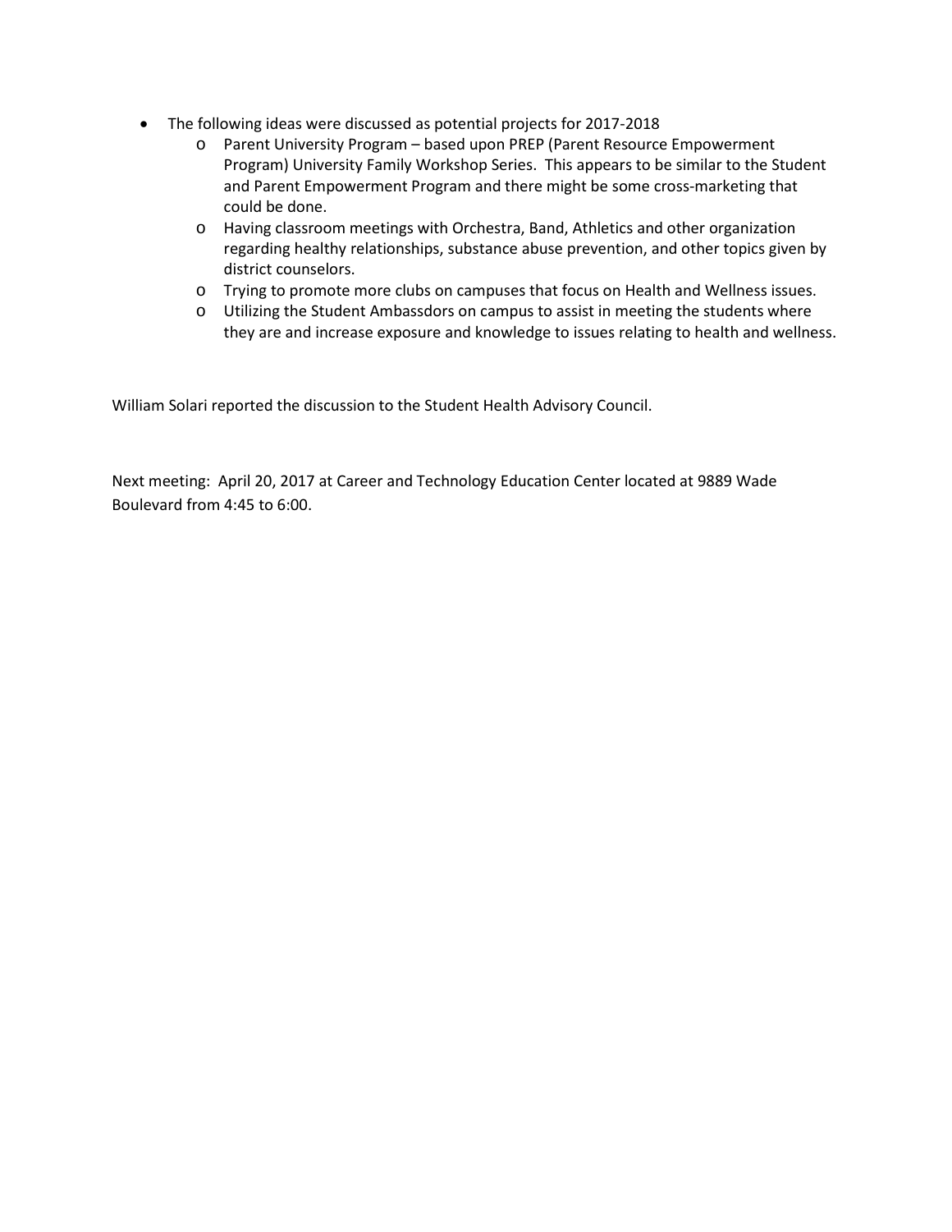- The following ideas were discussed as potential projects for 2017-2018
  - Parent University Program – based upon PREP (Parent Resource Empowerment Program) University Family Workshop Series. This appears to be similar to the Student and Parent Empowerment Program and there might be some cross-marketing that could be done.
  - Having classroom meetings with Orchestra, Band, Athletics and other organization regarding healthy relationships, substance abuse prevention, and other topics given by district counselors.
  - Trying to promote more clubs on campuses that focus on Health and Wellness issues.
  - Utilizing the Student Ambassdors on campus to assist in meeting the students where they are and increase exposure and knowledge to issues relating to health and wellness.

William Solari reported the discussion to the Student Health Advisory Council.

Next meeting: April 20, 2017 at Career and Technology Education Center located at 9889 Wade Boulevard from 4:45 to 6:00.